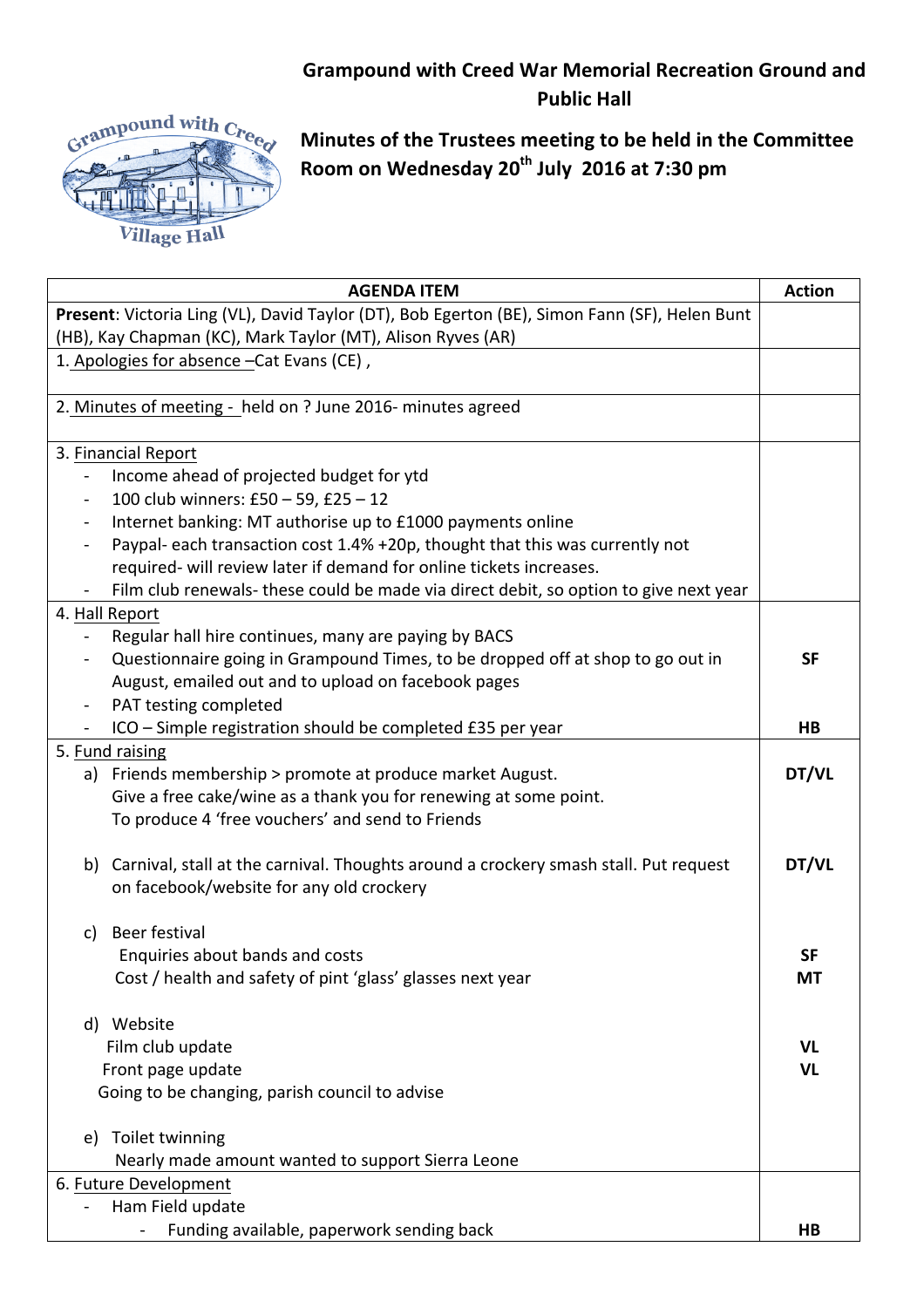# Grampound with Creed War Memorial Recreation Ground and Public Hall

## Minutes of the Trustees meeting to be held in the Committee Room on Wednesday 20th July 2016 at 7:30 pm

| AGENDA ITEM | Action |
|---|---|
| **Present**: Victoria Ling (VL), David Taylor (DT), Bob Egerton (BE), Simon Fann (SF), Helen Bunt (HB), Kay Chapman (KC), Mark Taylor (MT), Alison Ryves (AR) | |
| 1. Apologies for absence –Cat Evans (CE) , | |
| 2. Minutes of meeting - held on ? June 2016- minutes agreed | |
| 3. Financial Report<br>- Income ahead of projected budget for ytd<br>- 100 club winners: £50 – 59, £25 – 12<br>- Internet banking: MT authorise up to £1000 payments online<br>- Paypal- each transaction cost 1.4% +20p, thought that this was currently not required- will review later if demand for online tickets increases.<br>- Film club renewals- these could be made via direct debit, so option to give next year | |
| 4. Hall Report<br>- Regular hall hire continues, many are paying by BACS<br>- Questionnaire going in Grampound Times, to be dropped off at shop to go out in August, emailed out and to upload on facebook pages<br>- PAT testing completed<br>- ICO – Simple registration should be completed £35 per year | **SF**<br><br><br>**HB** |
| 5. Fund raising<br>a) Friends membership > promote at produce market August. Give a free cake/wine as a thank you for renewing at some point. To produce 4 'free vouchers' and send to Friends | **DT/VL** |
| b) Carnival, stall at the carnival. Thoughts around a crockery smash stall. Put request on facebook/website for any old crockery | **DT/VL** |
| c) Beer festival<br>Enquiries about bands and costs<br>Cost / health and safety of pint 'glass' glasses next year | <br>**SF**<br>**MT** |
| d) Website<br>Film club update<br>Front page update<br>Going to be changing, parish council to advise | <br>**VL**<br>**VL** |
| e) Toilet twinning<br>Nearly made amount wanted to support Sierra Leone | |
| 6. Future Development<br>- Ham Field update<br>  - Funding available, paperwork sending back | <br><br>**HB** |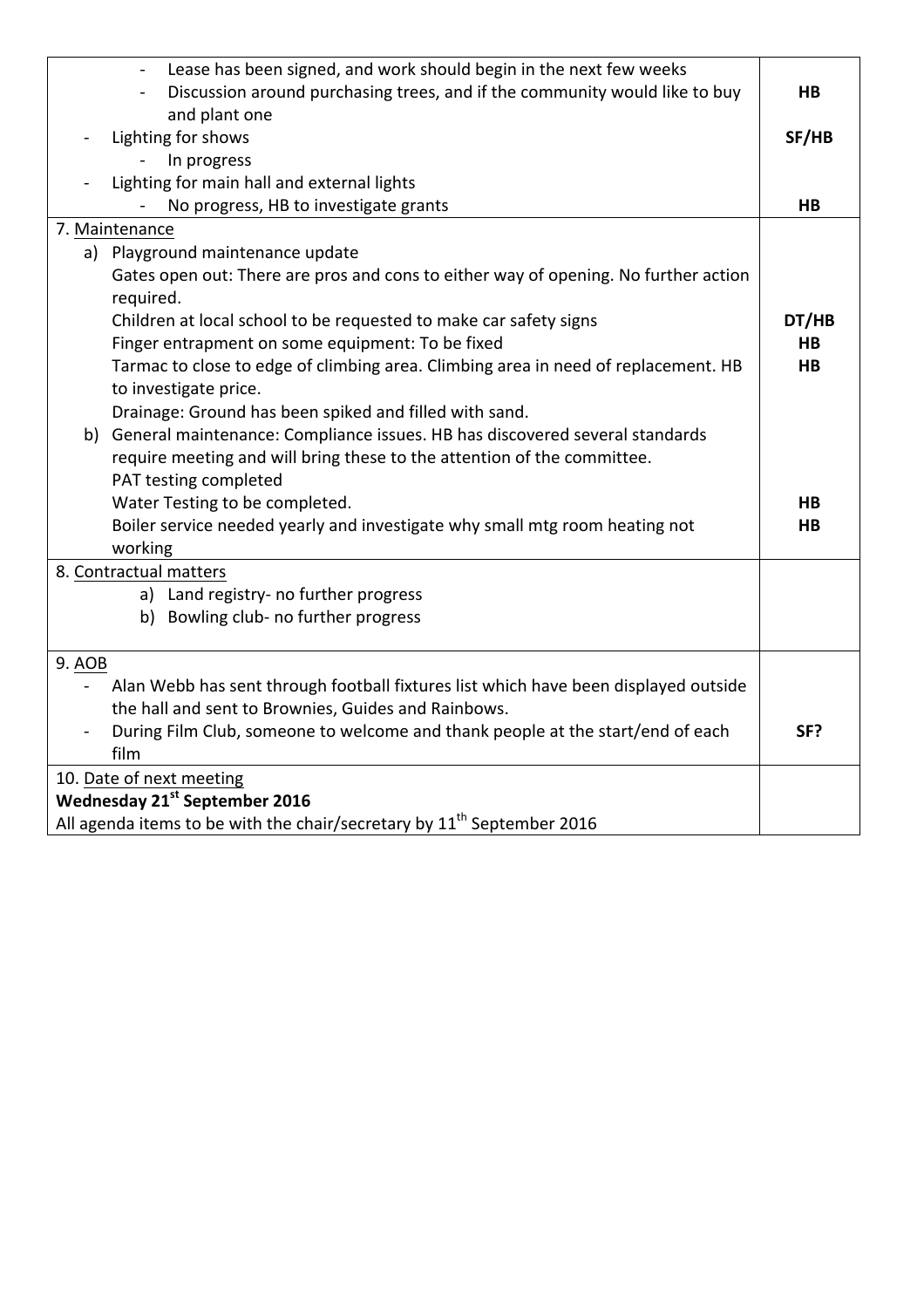| | |
|---|---|
| - Lease has been signed, and work should begin in the next few weeks<br>- Discussion around purchasing trees, and if the community would like to buy and plant one<br>- Lighting for shows<br>  - In progress<br>- Lighting for main hall and external lights<br>  - No progress, HB to investigate grants | **HB**<br><br>**SF/HB**<br><br>**HB** |
| 7. <u>Maintenance</u><br>a) Playground maintenance update<br>Gates open out: There are pros and cons to either way of opening. No further action required.<br>Children at local school to be requested to make car safety signs<br>Finger entrapment on some equipment: To be fixed<br>Tarmac to close to edge of climbing area. Climbing area in need of replacement. HB to investigate price.<br>Drainage: Ground has been spiked and filled with sand.<br>b) General maintenance: Compliance issues. HB has discovered several standards require meeting and will bring these to the attention of the committee.<br>PAT testing completed<br>Water Testing to be completed.<br>Boiler service needed yearly and investigate why small mtg room heating not working | **DT/HB**<br>**HB**<br>**HB**<br><br>**HB**<br>**HB** |
| 8. <u>Contractual matters</u><br>a) Land registry- no further progress<br>b) Bowling club- no further progress | |
| 9. <u>AOB</u><br>- Alan Webb has sent through football fixtures list which have been displayed outside the hall and sent to Brownies, Guides and Rainbows.<br>- During Film Club, someone to welcome and thank people at the start/end of each film | **SF?** |
| 10. <u>Date of next meeting</u><br>**Wednesday 21st September 2016**<br>All agenda items to be with the chair/secretary by 11th September 2016 | |